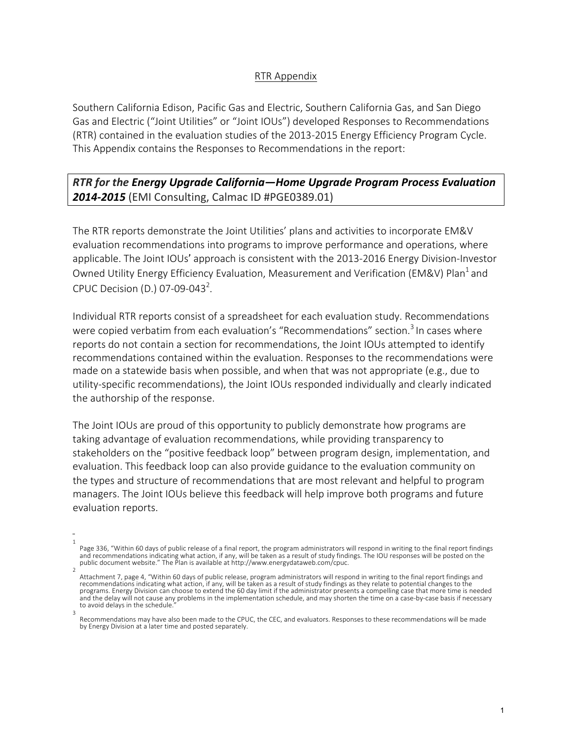## RTR Appendix

Southern California Edison, Pacific Gas and Electric, Southern California Gas, and San Diego Gas and Electric ("Joint Utilities" or "Joint IOUs") developed Responses to Recommendations (RTR) contained in the evaluation studies of the 2013-2015 Energy Efficiency Program Cycle. This Appendix contains the Responses to Recommendations in the report:

***RTR for the Energy Upgrade California—Home Upgrade Program Process Evaluation 2014-2015*** (EMI Consulting, Calmac ID #PGE0389.01)

The RTR reports demonstrate the Joint Utilities' plans and activities to incorporate EM&V evaluation recommendations into programs to improve performance and operations, where applicable. The Joint IOUs' approach is consistent with the 2013-2016 Energy Division-Investor Owned Utility Energy Efficiency Evaluation, Measurement and Verification (EM&V) Plan[1] and CPUC Decision (D.) 07-09-043[2].

Individual RTR reports consist of a spreadsheet for each evaluation study. Recommendations were copied verbatim from each evaluation's "Recommendations" section.[3] In cases where reports do not contain a section for recommendations, the Joint IOUs attempted to identify recommendations contained within the evaluation. Responses to the recommendations were made on a statewide basis when possible, and when that was not appropriate (e.g., due to utility-specific recommendations), the Joint IOUs responded individually and clearly indicated the authorship of the response.

The Joint IOUs are proud of this opportunity to publicly demonstrate how programs are taking advantage of evaluation recommendations, while providing transparency to stakeholders on the "positive feedback loop" between program design, implementation, and evaluation. This feedback loop can also provide guidance to the evaluation community on the types and structure of recommendations that are most relevant and helpful to program managers. The Joint IOUs believe this feedback will help improve both programs and future evaluation reports.

---

[1] Page 336, "Within 60 days of public release of a final report, the program administrators will respond in writing to the final report findings and recommendations indicating what action, if any, will be taken as a result of study findings. The IOU responses will be posted on the public document website." The Plan is available at http://www.energydataweb.com/cpuc.

[2] Attachment 7, page 4, "Within 60 days of public release, program administrators will respond in writing to the final report findings and recommendations indicating what action, if any, will be taken as a result of study findings as they relate to potential changes to the programs. Energy Division can choose to extend the 60 day limit if the administrator presents a compelling case that more time is needed and the delay will not cause any problems in the implementation schedule, and may shorten the time on a case-by-case basis if necessary to avoid delays in the schedule."

[3] Recommendations may have also been made to the CPUC, the CEC, and evaluators. Responses to these recommendations will be made by Energy Division at a later time and posted separately.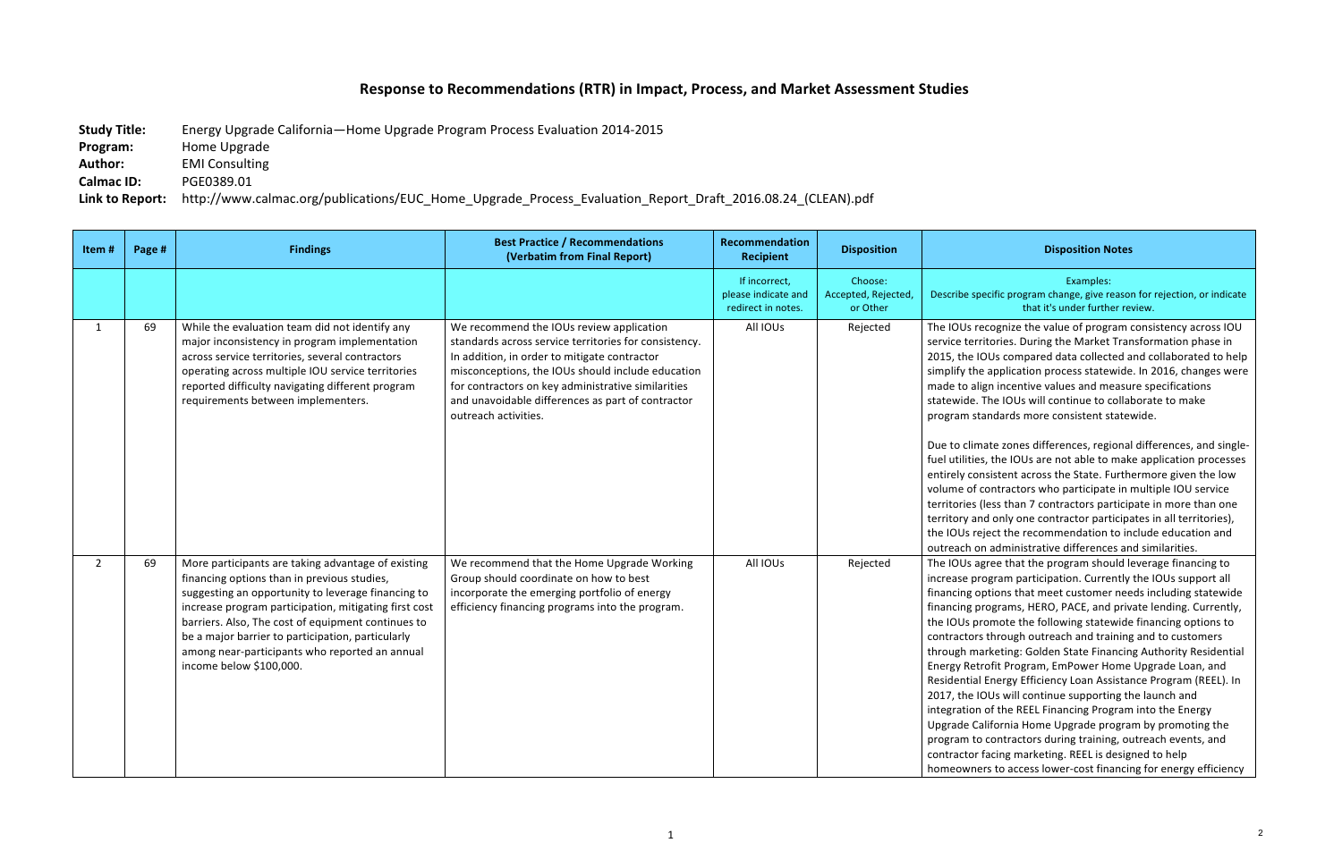# Response to Recommendations (RTR) in Impact, Process, and Market Assessment Studies

**Study Title:** Energy Upgrade California—Home Upgrade Program Process Evaluation 2014-2015
**Program:** Home Upgrade
**Author:** EMI Consulting
**Calmac ID:** PGE0389.01
**Link to Report:** http://www.calmac.org/publications/EUC_Home_Upgrade_Process_Evaluation_Report_Draft_2016.08.24_(CLEAN).pdf

| Item # | Page # | Findings | Best Practice / Recommendations (Verbatim from Final Report) | Recommendation Recipient | Disposition | Disposition Notes |
|---|---|---|---|---|---|---|
| | | | | If incorrect, please indicate and redirect in notes. | Choose: Accepted, Rejected, or Other | Examples: Describe specific program change, give reason for rejection, or indicate that it's under further review. |
| 1 | 69 | While the evaluation team did not identify any major inconsistency in program implementation across service territories, several contractors operating across multiple IOU service territories reported difficulty navigating different program requirements between implementers. | We recommend the IOUs review application standards across service territories for consistency. In addition, in order to mitigate contractor misconceptions, the IOUs should include education for contractors on key administrative similarities and unavoidable differences as part of contractor outreach activities. | All IOUs | Rejected | The IOUs recognize the value of program consistency across IOU service territories. During the Market Transformation phase in 2015, the IOUs compared data collected and collaborated to help simplify the application process statewide. In 2016, changes were made to align incentive values and measure specifications statewide. The IOUs will continue to collaborate to make program standards more consistent statewide.<br><br>Due to climate zones differences, regional differences, and single-fuel utilities, the IOUs are not able to make application processes entirely consistent across the State. Furthermore given the low volume of contractors who participate in multiple IOU service territories (less than 7 contractors participate in more than one territory and only one contractor participates in all territories), the IOUs reject the recommendation to include education and outreach on administrative differences and similarities. |
| 2 | 69 | More participants are taking advantage of existing financing options than in previous studies, suggesting an opportunity to leverage financing to increase program participation, mitigating first cost barriers. Also, The cost of equipment continues to be a major barrier to participation, particularly among near-participants who reported an annual income below $100,000. | We recommend that the Home Upgrade Working Group should coordinate on how to best incorporate the emerging portfolio of energy efficiency financing programs into the program. | All IOUs | Rejected | The IOUs agree that the program should leverage financing to increase program participation. Currently the IOUs support all financing options that meet customer needs including statewide financing programs, HERO, PACE, and private lending. Currently, the IOUs promote the following statewide financing options to contractors through outreach and training and to customers through marketing: Golden State Financing Authority Residential Energy Retrofit Program, EmPower Home Upgrade Loan, and Residential Energy Efficiency Loan Assistance Program (REEL). In 2017, the IOUs will continue supporting the launch and integration of the REEL Financing Program into the Energy Upgrade California Home Upgrade program by promoting the program to contractors during training, outreach events, and contractor facing marketing. REEL is designed to help homeowners to access lower-cost financing for energy efficiency |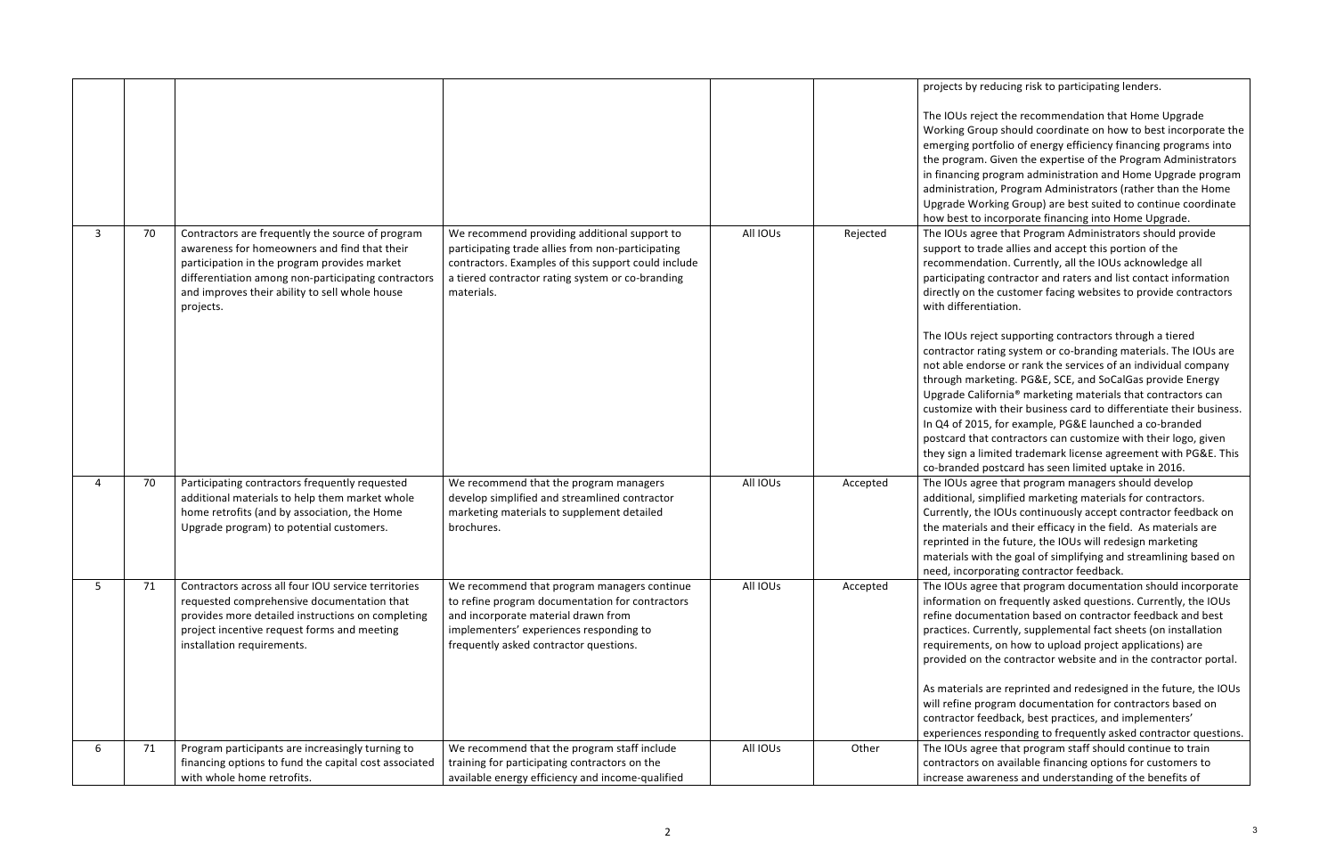| | | | | | | |
|---|---|---|---|---|---|---|
| | | | | | | projects by reducing risk to participating lenders.<br><br>The IOUs reject the recommendation that Home Upgrade Working Group should coordinate on how to best incorporate the emerging portfolio of energy efficiency financing programs into the program. Given the expertise of the Program Administrators in financing program administration and Home Upgrade program administration, Program Administrators (rather than the Home Upgrade Working Group) are best suited to continue coordinate how best to incorporate financing into Home Upgrade. |
| 3 | 70 | Contractors are frequently the source of program awareness for homeowners and find that their participation in the program provides market differentiation among non-participating contractors and improves their ability to sell whole house projects. | We recommend providing additional support to participating trade allies from non-participating contractors. Examples of this support could include a tiered contractor rating system or co-branding materials. | All IOUs | Rejected | The IOUs agree that Program Administrators should provide support to trade allies and accept this portion of the recommendation. Currently, all the IOUs acknowledge all participating contractor and raters and list contact information directly on the customer facing websites to provide contractors with differentiation.<br><br>The IOUs reject supporting contractors through a tiered contractor rating system or co-branding materials. The IOUs are not able endorse or rank the services of an individual company through marketing. PG&E, SCE, and SoCalGas provide Energy Upgrade California® marketing materials that contractors can customize with their business card to differentiate their business. In Q4 of 2015, for example, PG&E launched a co-branded postcard that contractors can customize with their logo, given they sign a limited trademark license agreement with PG&E. This co-branded postcard has seen limited uptake in 2016. |
| 4 | 70 | Participating contractors frequently requested additional materials to help them market whole home retrofits (and by association, the Home Upgrade program) to potential customers. | We recommend that the program managers develop simplified and streamlined contractor marketing materials to supplement detailed brochures. | All IOUs | Accepted | The IOUs agree that program managers should develop additional, simplified marketing materials for contractors. Currently, the IOUs continuously accept contractor feedback on the materials and their efficacy in the field. As materials are reprinted in the future, the IOUs will redesign marketing materials with the goal of simplifying and streamlining based on need, incorporating contractor feedback. |
| 5 | 71 | Contractors across all four IOU service territories requested comprehensive documentation that provides more detailed instructions on completing project incentive request forms and meeting installation requirements. | We recommend that program managers continue to refine program documentation for contractors and incorporate material drawn from implementers' experiences responding to frequently asked contractor questions. | All IOUs | Accepted | The IOUs agree that program documentation should incorporate information on frequently asked questions. Currently, the IOUs refine documentation based on contractor feedback and best practices. Currently, supplemental fact sheets (on installation requirements, on how to upload project applications) are provided on the contractor website and in the contractor portal.<br><br>As materials are reprinted and redesigned in the future, the IOUs will refine program documentation for contractors based on contractor feedback, best practices, and implementers' experiences responding to frequently asked contractor questions. |
| 6 | 71 | Program participants are increasingly turning to financing options to fund the capital cost associated with whole home retrofits. | We recommend that the program staff include training for participating contractors on the available energy efficiency and income-qualified | All IOUs | Other | The IOUs agree that program staff should continue to train contractors on available financing options for customers to increase awareness and understanding of the benefits of |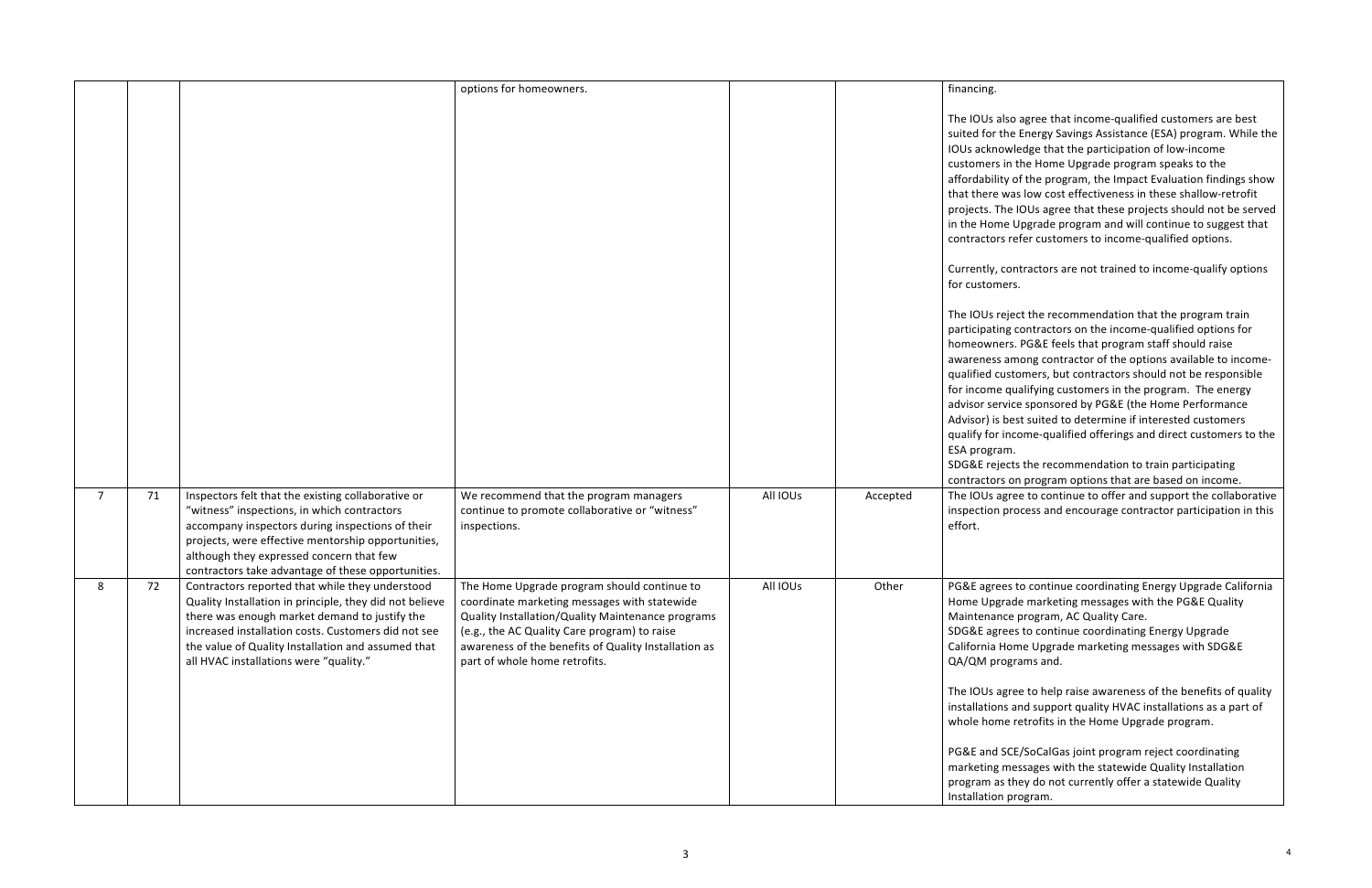|  |  |  | options for homeowners. |  |  | financing.<br><br>The IOUs also agree that income-qualified customers are best suited for the Energy Savings Assistance (ESA) program. While the IOUs acknowledge that the participation of low-income customers in the Home Upgrade program speaks to the affordability of the program, the Impact Evaluation findings show that there was low cost effectiveness in these shallow-retrofit projects. The IOUs agree that these projects should not be served in the Home Upgrade program and will continue to suggest that contractors refer customers to income-qualified options.<br><br>Currently, contractors are not trained to income-qualify options for customers.<br><br>The IOUs reject the recommendation that the program train participating contractors on the income-qualified options for homeowners. PG&E feels that program staff should raise awareness among contractor of the options available to income-qualified customers, but contractors should not be responsible for income qualifying customers in the program. The energy advisor service sponsored by PG&E (the Home Performance Advisor) is best suited to determine if interested customers qualify for income-qualified offerings and direct customers to the ESA program.<br>SDG&E rejects the recommendation to train participating contractors on program options that are based on income. |
|---|---|---|---|---|---|---|
| 7 | 71 | Inspectors felt that the existing collaborative or "witness" inspections, in which contractors accompany inspectors during inspections of their projects, were effective mentorship opportunities, although they expressed concern that few contractors take advantage of these opportunities. | We recommend that the program managers continue to promote collaborative or "witness" inspections. | All IOUs | Accepted | The IOUs agree to continue to offer and support the collaborative inspection process and encourage contractor participation in this effort. |
| 8 | 72 | Contractors reported that while they understood Quality Installation in principle, they did not believe there was enough market demand to justify the increased installation costs. Customers did not see the value of Quality Installation and assumed that all HVAC installations were "quality." | The Home Upgrade program should continue to coordinate marketing messages with statewide Quality Installation/Quality Maintenance programs (e.g., the AC Quality Care program) to raise awareness of the benefits of Quality Installation as part of whole home retrofits. | All IOUs | Other | PG&E agrees to continue coordinating Energy Upgrade California Home Upgrade marketing messages with the PG&E Quality Maintenance program, AC Quality Care.<br>SDG&E agrees to continue coordinating Energy Upgrade California Home Upgrade marketing messages with SDG&E QA/QM programs and.<br><br>The IOUs agree to help raise awareness of the benefits of quality installations and support quality HVAC installations as a part of whole home retrofits in the Home Upgrade program.<br><br>PG&E and SCE/SoCalGas joint program reject coordinating marketing messages with the statewide Quality Installation program as they do not currently offer a statewide Quality Installation program. |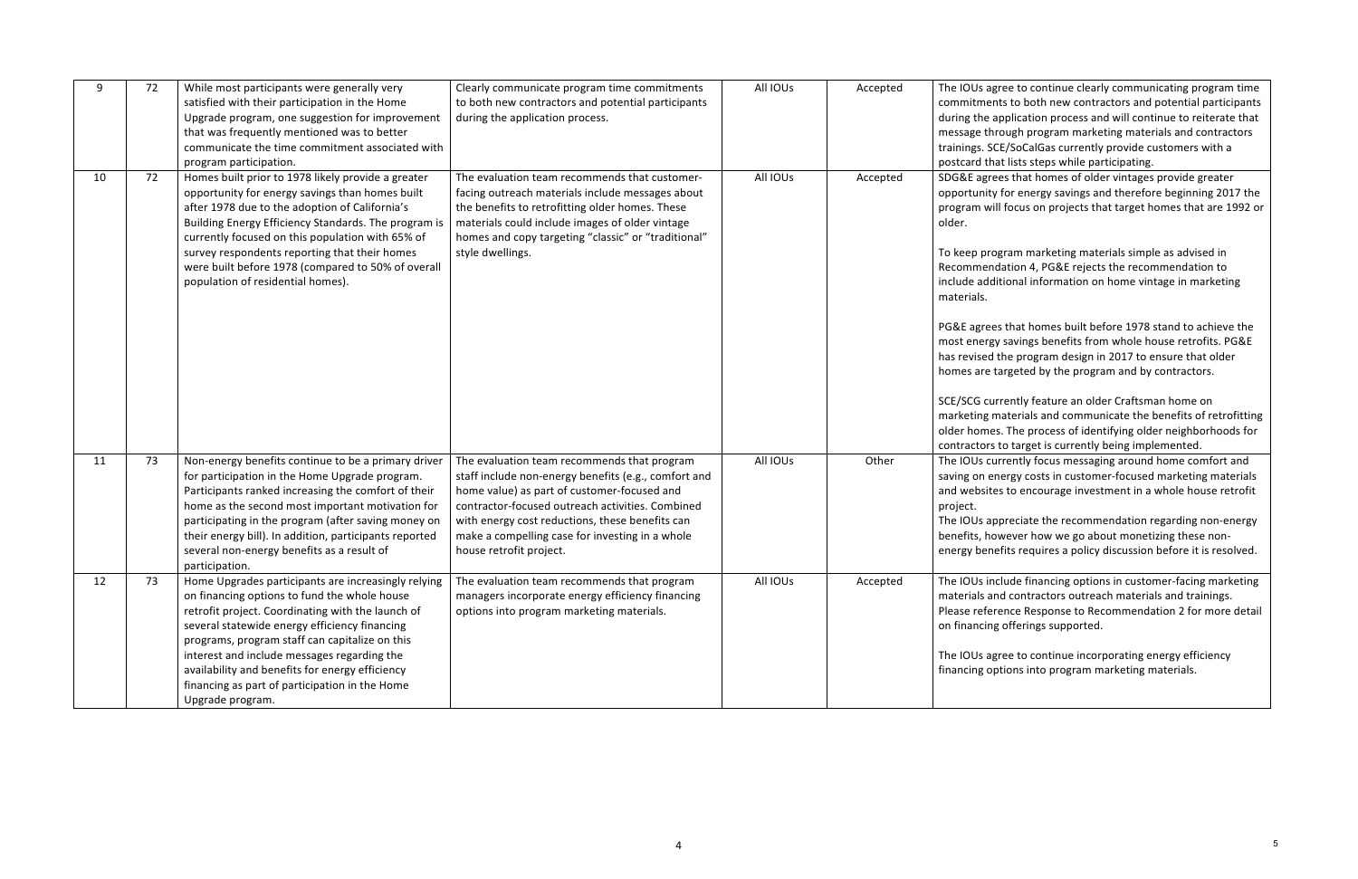| | | | | | | |
|---|---|---|---|---|---|---|
| 9 | 72 | While most participants were generally very satisfied with their participation in the Home Upgrade program, one suggestion for improvement that was frequently mentioned was to better communicate the time commitment associated with program participation. | Clearly communicate program time commitments to both new contractors and potential participants during the application process. | All IOUs | Accepted | The IOUs agree to continue clearly communicating program time commitments to both new contractors and potential participants during the application process and will continue to reiterate that message through program marketing materials and contractors trainings. SCE/SoCalGas currently provide customers with a postcard that lists steps while participating. |
| 10 | 72 | Homes built prior to 1978 likely provide a greater opportunity for energy savings than homes built after 1978 due to the adoption of California's Building Energy Efficiency Standards. The program is currently focused on this population with 65% of survey respondents reporting that their homes were built before 1978 (compared to 50% of overall population of residential homes). | The evaluation team recommends that customer-facing outreach materials include messages about the benefits to retrofitting older homes. These materials could include images of older vintage homes and copy targeting "classic" or "traditional" style dwellings. | All IOUs | Accepted | SDG&E agrees that homes of older vintages provide greater opportunity for energy savings and therefore beginning 2017 the program will focus on projects that target homes that are 1992 or older.<br><br>To keep program marketing materials simple as advised in Recommendation 4, PG&E rejects the recommendation to include additional information on home vintage in marketing materials.<br><br>PG&E agrees that homes built before 1978 stand to achieve the most energy savings benefits from whole house retrofits. PG&E has revised the program design in 2017 to ensure that older homes are targeted by the program and by contractors.<br><br>SCE/SCG currently feature an older Craftsman home on marketing materials and communicate the benefits of retrofitting older homes. The process of identifying older neighborhoods for contractors to target is currently being implemented. |
| 11 | 73 | Non-energy benefits continue to be a primary driver for participation in the Home Upgrade program. Participants ranked increasing the comfort of their home as the second most important motivation for participating in the program (after saving money on their energy bill). In addition, participants reported several non-energy benefits as a result of participation. | The evaluation team recommends that program staff include non-energy benefits (e.g., comfort and home value) as part of customer-focused and contractor-focused outreach activities. Combined with energy cost reductions, these benefits can make a compelling case for investing in a whole house retrofit project. | All IOUs | Other | The IOUs currently focus messaging around home comfort and saving on energy costs in customer-focused marketing materials and websites to encourage investment in a whole house retrofit project.<br>The IOUs appreciate the recommendation regarding non-energy benefits, however how we go about monetizing these non-energy benefits requires a policy discussion before it is resolved. |
| 12 | 73 | Home Upgrades participants are increasingly relying on financing options to fund the whole house retrofit project. Coordinating with the launch of several statewide energy efficiency financing programs, program staff can capitalize on this interest and include messages regarding the availability and benefits for energy efficiency financing as part of participation in the Home Upgrade program. | The evaluation team recommends that program managers incorporate energy efficiency financing options into program marketing materials. | All IOUs | Accepted | The IOUs include financing options in customer-facing marketing materials and contractors outreach materials and trainings. Please reference Response to Recommendation 2 for more detail on financing offerings supported.<br><br>The IOUs agree to continue incorporating energy efficiency financing options into program marketing materials. |